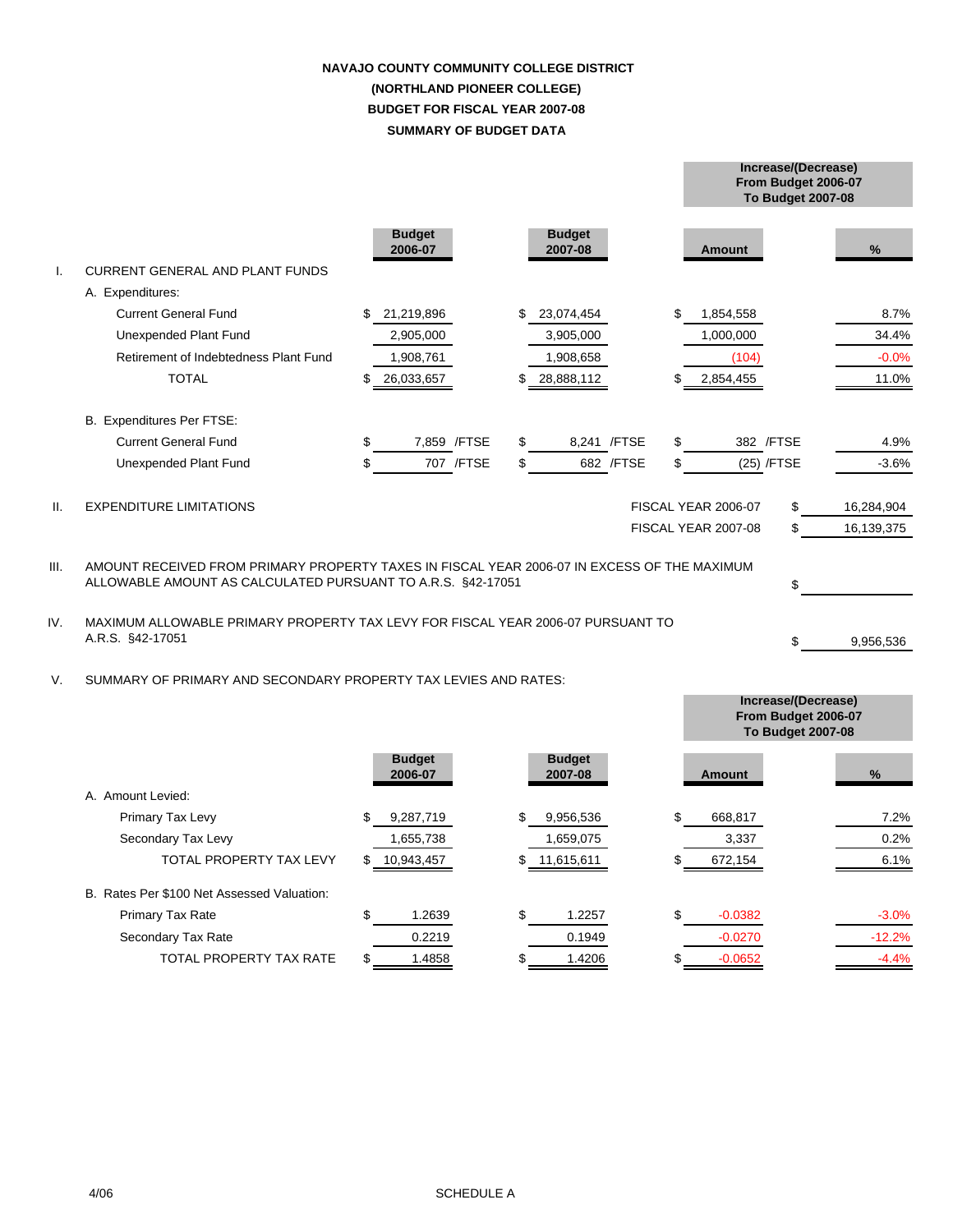**NAVAJO COUNTY COMMUNITY COLLEGE DISTRICT**
**(NORTHLAND PIONEER COLLEGE)**
**BUDGET FOR FISCAL YEAR 2007-08**
**SUMMARY OF BUDGET DATA**

| | | Budget 2006-07 | Budget 2007-08 | Increase/(Decrease) From Budget 2006-07 To Budget 2007-08 Amount | % |
|---|---|---|---|---|---|
| I. | CURRENT GENERAL AND PLANT FUNDS | | | | |
| | A. Expenditures: | | | | |
| | Current General Fund | $ 21,219,896 | $ 23,074,454 | $ 1,854,558 | 8.7% |
| | Unexpended Plant Fund | 2,905,000 | 3,905,000 | 1,000,000 | 34.4% |
| | Retirement of Indebtedness Plant Fund | 1,908,761 | 1,908,658 | (104) | -0.0% |
| | TOTAL | $ 26,033,657 | $ 28,888,112 | $ 2,854,455 | 11.0% |
| | B. Expenditures Per FTSE: | | | | |
| | Current General Fund | $ 7,859 /FTSE | $ 8,241 /FTSE | $ 382 /FTSE | 4.9% |
| | Unexpended Plant Fund | $ 707 /FTSE | $ 682 /FTSE | $ (25) /FTSE | -3.6% |

II. EXPENDITURE LIMITATIONS

| | |
|---|---|
| FISCAL YEAR 2006-07 | $ 16,284,904 |
| FISCAL YEAR 2007-08 | $ 16,139,375 |

III. AMOUNT RECEIVED FROM PRIMARY PROPERTY TAXES IN FISCAL YEAR 2006-07 IN EXCESS OF THE MAXIMUM ALLOWABLE AMOUNT AS CALCULATED PURSUANT TO A.R.S. §42-17051 $ ______

IV. MAXIMUM ALLOWABLE PRIMARY PROPERTY TAX LEVY FOR FISCAL YEAR 2006-07 PURSUANT TO A.R.S. §42-17051 $ 9,956,536

V. SUMMARY OF PRIMARY AND SECONDARY PROPERTY TAX LEVIES AND RATES:

| | Budget 2006-07 | Budget 2007-08 | Increase/(Decrease) From Budget 2006-07 To Budget 2007-08 Amount | % |
|---|---|---|---|---|
| A. Amount Levied: | | | | |
| Primary Tax Levy | $ 9,287,719 | $ 9,956,536 | $ 668,817 | 7.2% |
| Secondary Tax Levy | 1,655,738 | 1,659,075 | 3,337 | 0.2% |
| TOTAL PROPERTY TAX LEVY | $ 10,943,457 | $ 11,615,611 | $ 672,154 | 6.1% |
| B. Rates Per $100 Net Assessed Valuation: | | | | |
| Primary Tax Rate | $ 1.2639 | $ 1.2257 | $ -0.0382 | -3.0% |
| Secondary Tax Rate | 0.2219 | 0.1949 | -0.0270 | -12.2% |
| TOTAL PROPERTY TAX RATE | $ 1.4858 | $ 1.4206 | $ -0.0652 | -4.4% |

4/06

SCHEDULE A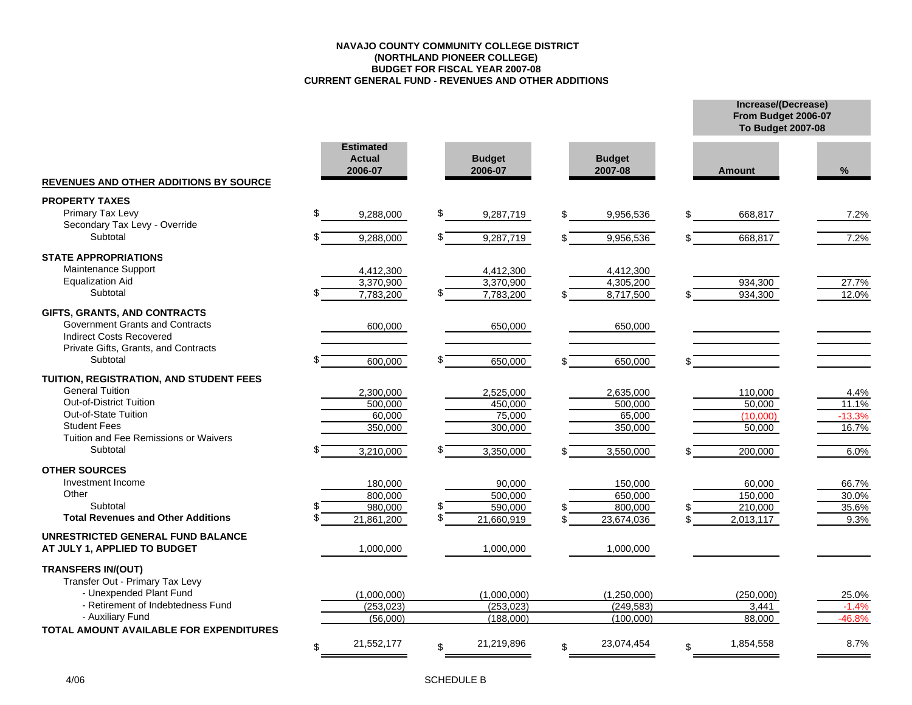# NAVAJO COUNTY COMMUNITY COLLEGE DISTRICT
## (NORTHLAND PIONEER COLLEGE)
## BUDGET FOR FISCAL YEAR 2007-08
## CURRENT GENERAL FUND - REVENUES AND OTHER ADDITIONS

| REVENUES AND OTHER ADDITIONS BY SOURCE | Estimated Actual 2006-07 | Budget 2006-07 | Budget 2007-08 | Increase/(Decrease) From Budget 2006-07 To Budget 2007-08 Amount | % |
|---|---|---|---|---|---|
| **PROPERTY TAXES** | | | | | |
| Primary Tax Levy | $ 9,288,000 | $ 9,287,719 | $ 9,956,536 | $ 668,817 | 7.2% |
| Secondary Tax Levy - Override | | | | | |
| Subtotal | $ 9,288,000 | $ 9,287,719 | $ 9,956,536 | $ 668,817 | 7.2% |
| **STATE APPROPRIATIONS** | | | | | |
| Maintenance Support | 4,412,300 | 4,412,300 | 4,412,300 | | |
| Equalization Aid | 3,370,900 | 3,370,900 | 4,305,200 | 934,300 | 27.7% |
| Subtotal | $ 7,783,200 | $ 7,783,200 | $ 8,717,500 | $ 934,300 | 12.0% |
| **GIFTS, GRANTS, AND CONTRACTS** | | | | | |
| Government Grants and Contracts | 600,000 | 650,000 | 650,000 | | |
| Indirect Costs Recovered | | | | | |
| Private Gifts, Grants, and Contracts | | | | | |
| Subtotal | $ 600,000 | $ 650,000 | $ 650,000 | $ | |
| **TUITION, REGISTRATION, AND STUDENT FEES** | | | | | |
| General Tuition | 2,300,000 | 2,525,000 | 2,635,000 | 110,000 | 4.4% |
| Out-of-District Tuition | 500,000 | 450,000 | 500,000 | 50,000 | 11.1% |
| Out-of-State Tuition | 60,000 | 75,000 | 65,000 | (10,000) | -13.3% |
| Student Fees | 350,000 | 300,000 | 350,000 | 50,000 | 16.7% |
| Tuition and Fee Remissions or Waivers | | | | | |
| Subtotal | $ 3,210,000 | $ 3,350,000 | $ 3,550,000 | $ 200,000 | 6.0% |
| **OTHER SOURCES** | | | | | |
| Investment Income | 180,000 | 90,000 | 150,000 | 60,000 | 66.7% |
| Other | 800,000 | 500,000 | 650,000 | 150,000 | 30.0% |
| Subtotal | $ 980,000 | $ 590,000 | $ 800,000 | $ 210,000 | 35.6% |
| **Total Revenues and Other Additions** | $ 21,861,200 | $ 21,660,919 | $ 23,674,036 | $ 2,013,117 | 9.3% |
| **UNRESTRICTED GENERAL FUND BALANCE AT JULY 1, APPLIED TO BUDGET** | 1,000,000 | 1,000,000 | 1,000,000 | | |
| **TRANSFERS IN/(OUT)** | | | | | |
| Transfer Out - Primary Tax Levy | | | | | |
| - Unexpended Plant Fund | (1,000,000) | (1,000,000) | (1,250,000) | (250,000) | 25.0% |
| - Retirement of Indebtedness Fund | (253,023) | (253,023) | (249,583) | 3,441 | -1.4% |
| - Auxiliary Fund | (56,000) | (188,000) | (100,000) | 88,000 | -46.8% |
| **TOTAL AMOUNT AVAILABLE FOR EXPENDITURES** | $ 21,552,177 | $ 21,219,896 | $ 23,074,454 | $ 1,854,558 | 8.7% |

4/06

SCHEDULE B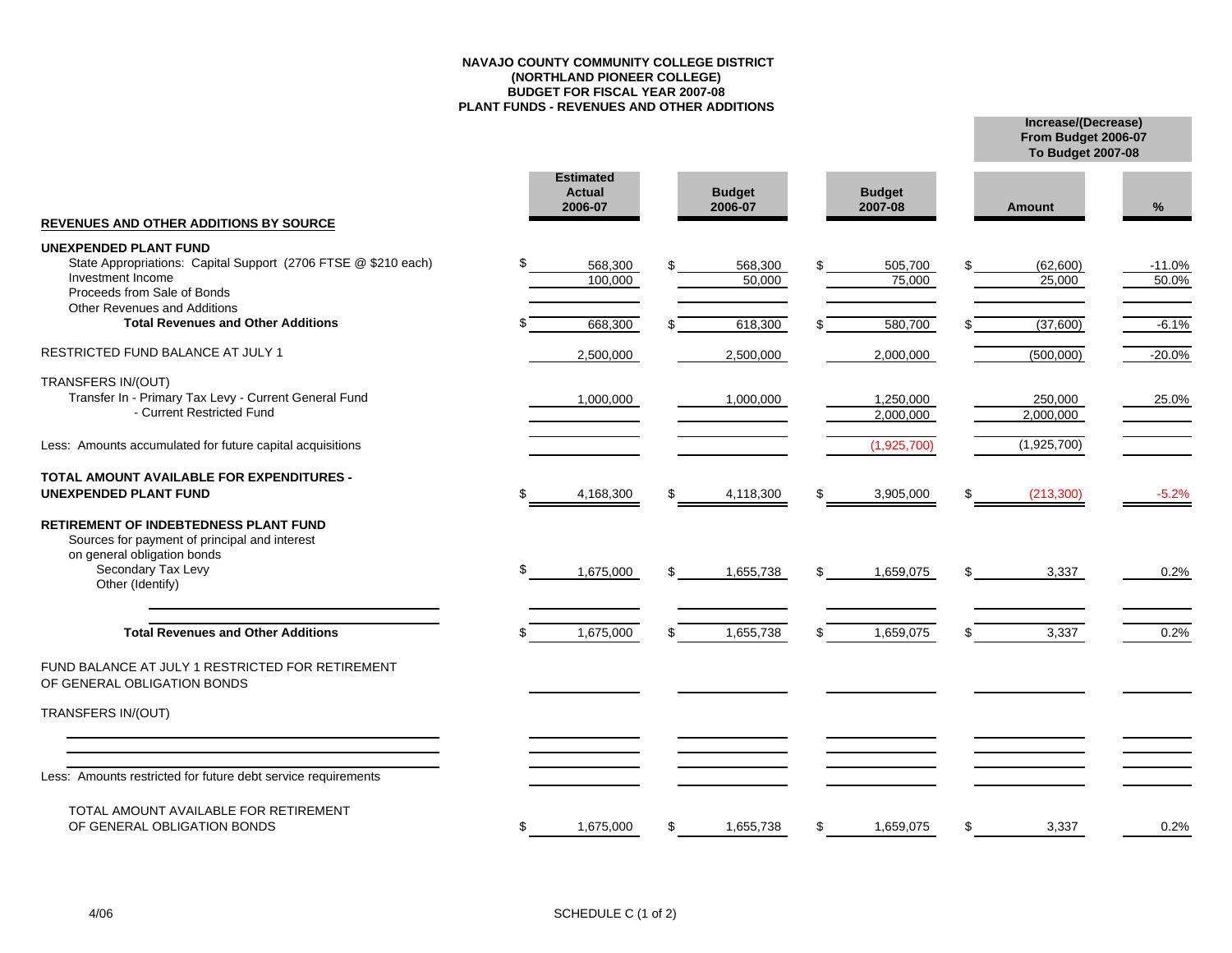**NAVAJO COUNTY COMMUNITY COLLEGE DISTRICT**
**(NORTHLAND PIONEER COLLEGE)**
**BUDGET FOR FISCAL YEAR 2007-08**
**PLANT FUNDS - REVENUES AND OTHER ADDITIONS**

| REVENUES AND OTHER ADDITIONS BY SOURCE | Estimated Actual 2006-07 | Budget 2006-07 | Budget 2007-08 | Increase/(Decrease) From Budget 2006-07 To Budget 2007-08 Amount | % |
|---|---|---|---|---|---|
| **UNEXPENDED PLANT FUND** | | | | | |
| State Appropriations: Capital Support (2706 FTSE @ $210 each) | $ 568,300 | $ 568,300 | $ 505,700 | $ (62,600) | -11.0% |
| Investment Income | 100,000 | 50,000 | 75,000 | 25,000 | 50.0% |
| Proceeds from Sale of Bonds | | | | | |
| Other Revenues and Additions | | | | | |
| **Total Revenues and Other Additions** | $ 668,300 | $ 618,300 | $ 580,700 | $ (37,600) | -6.1% |
| RESTRICTED FUND BALANCE AT JULY 1 | 2,500,000 | 2,500,000 | 2,000,000 | (500,000) | -20.0% |
| TRANSFERS IN/(OUT) | | | | | |
| Transfer In - Primary Tax Levy - Current General Fund | 1,000,000 | 1,000,000 | 1,250,000 | 250,000 | 25.0% |
| - Current Restricted Fund | | | 2,000,000 | 2,000,000 | |
| Less: Amounts accumulated for future capital acquisitions | | | (1,925,700) | (1,925,700) | |
| **TOTAL AMOUNT AVAILABLE FOR EXPENDITURES - UNEXPENDED PLANT FUND** | $ 4,168,300 | $ 4,118,300 | $ 3,905,000 | $ (213,300) | -5.2% |
| **RETIREMENT OF INDEBTEDNESS PLANT FUND** | | | | | |
| Sources for payment of principal and interest on general obligation bonds | | | | | |
| Secondary Tax Levy | $ 1,675,000 | $ 1,655,738 | $ 1,659,075 | $ 3,337 | 0.2% |
| Other (Identify) | | | | | |
| **Total Revenues and Other Additions** | $ 1,675,000 | $ 1,655,738 | $ 1,659,075 | $ 3,337 | 0.2% |
| FUND BALANCE AT JULY 1 RESTRICTED FOR RETIREMENT OF GENERAL OBLIGATION BONDS | | | | | |
| TRANSFERS IN/(OUT) | | | | | |
| Less: Amounts restricted for future debt service requirements | | | | | |
| TOTAL AMOUNT AVAILABLE FOR RETIREMENT OF GENERAL OBLIGATION BONDS | $ 1,675,000 | $ 1,655,738 | $ 1,659,075 | $ 3,337 | 0.2% |

4/06

SCHEDULE C (1 of 2)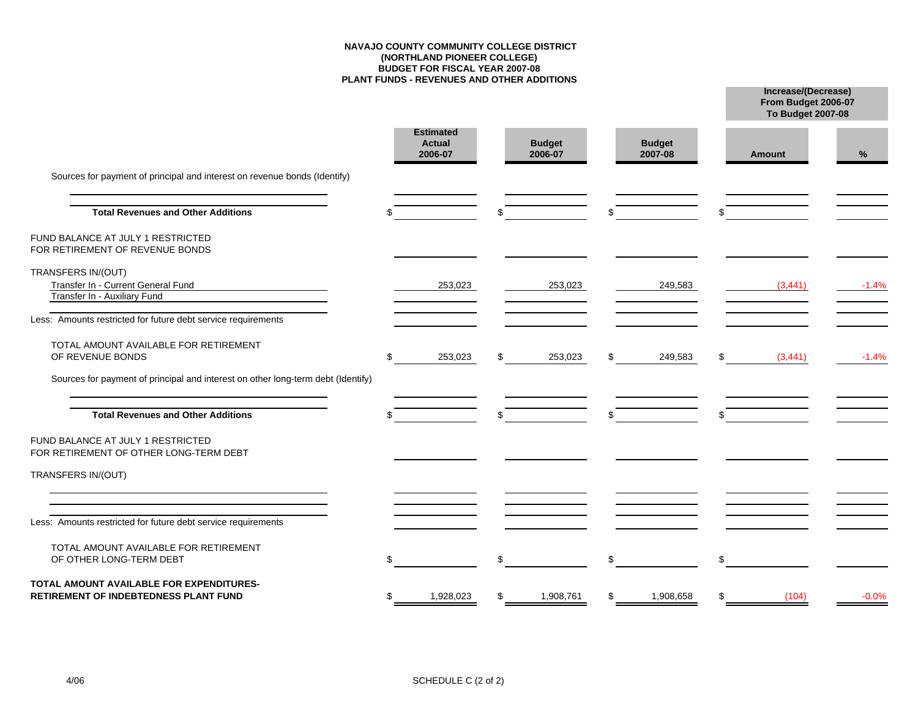**NAVAJO COUNTY COMMUNITY COLLEGE DISTRICT**
**(NORTHLAND PIONEER COLLEGE)**
**BUDGET FOR FISCAL YEAR 2007-08**
**PLANT FUNDS - REVENUES AND OTHER ADDITIONS**

| | Estimated Actual 2006-07 | Budget 2006-07 | Budget 2007-08 | Increase/(Decrease) From Budget 2006-07 To Budget 2007-08 Amount | % |
|---|---|---|---|---|---|
| Sources for payment of principal and interest on revenue bonds (Identify) | | | | | |
| | | | | | |
| | | | | | |
| **Total Revenues and Other Additions** | $ | $ | $ | $ | |
| FUND BALANCE AT JULY 1 RESTRICTED FOR RETIREMENT OF REVENUE BONDS | | | | | |
| TRANSFERS IN/(OUT) | | | | | |
| Transfer In - Current General Fund | 253,023 | 253,023 | 249,583 | (3,441) | -1.4% |
| Transfer In - Auxiliary Fund | | | | | |
| | | | | | |
| Less: Amounts restricted for future debt service requirements | | | | | |
| TOTAL AMOUNT AVAILABLE FOR RETIREMENT OF REVENUE BONDS | $ 253,023 | $ 253,023 | $ 249,583 | $ (3,441) | -1.4% |
| Sources for payment of principal and interest on other long-term debt (Identify) | | | | | |
| | | | | | |
| | | | | | |
| **Total Revenues and Other Additions** | $ | $ | $ | $ | |
| FUND BALANCE AT JULY 1 RESTRICTED FOR RETIREMENT OF OTHER LONG-TERM DEBT | | | | | |
| TRANSFERS IN/(OUT) | | | | | |
| | | | | | |
| | | | | | |
| | | | | | |
| Less: Amounts restricted for future debt service requirements | | | | | |
| TOTAL AMOUNT AVAILABLE FOR RETIREMENT OF OTHER LONG-TERM DEBT | $ | $ | $ | $ | |
| **TOTAL AMOUNT AVAILABLE FOR EXPENDITURES-RETIREMENT OF INDEBTEDNESS PLANT FUND** | $ 1,928,023 | $ 1,908,761 | $ 1,908,658 | $ (104) | -0.0% |

4/06

SCHEDULE C (2 of 2)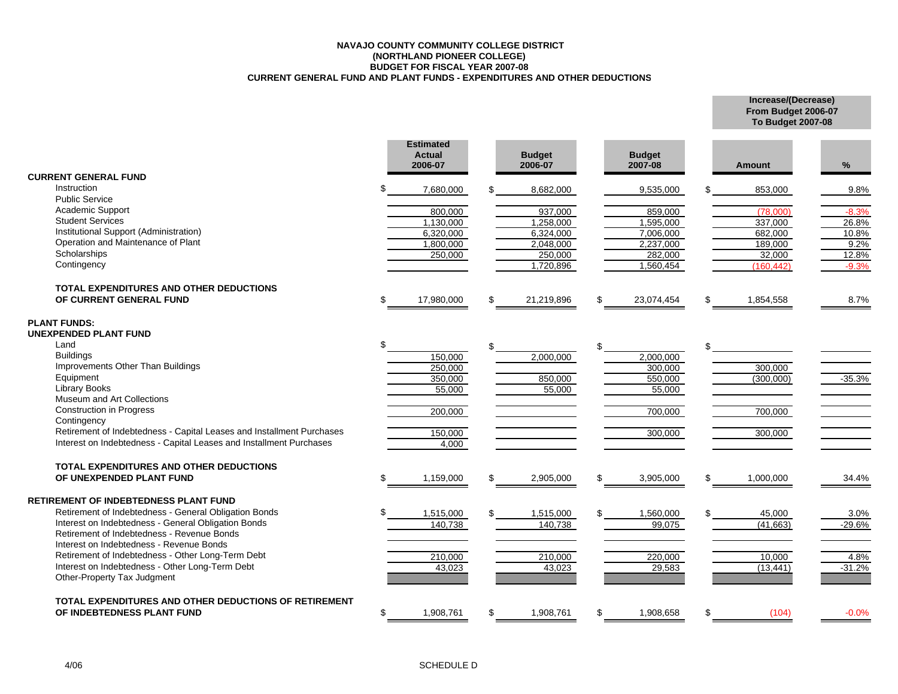**NAVAJO COUNTY COMMUNITY COLLEGE DISTRICT**
**(NORTHLAND PIONEER COLLEGE)**
**BUDGET FOR FISCAL YEAR 2007-08**
**CURRENT GENERAL FUND AND PLANT FUNDS - EXPENDITURES AND OTHER DEDUCTIONS**

| | Estimated Actual 2006-07 | Budget 2006-07 | Budget 2007-08 | Increase/(Decrease) From Budget 2006-07 To Budget 2007-08 Amount | % |
|---|---|---|---|---|---|
| **CURRENT GENERAL FUND** | | | | | |
| Instruction | $ 7,680,000 | $ 8,682,000 | 9,535,000 | $ 853,000 | 9.8% |
| Public Service | | | | | |
| Academic Support | 800,000 | 937,000 | 859,000 | (78,000) | -8.3% |
| Student Services | 1,130,000 | 1,258,000 | 1,595,000 | 337,000 | 26.8% |
| Institutional Support (Administration) | 6,320,000 | 6,324,000 | 7,006,000 | 682,000 | 10.8% |
| Operation and Maintenance of Plant | 1,800,000 | 2,048,000 | 2,237,000 | 189,000 | 9.2% |
| Scholarships | 250,000 | 250,000 | 282,000 | 32,000 | 12.8% |
| Contingency | | 1,720,896 | 1,560,454 | (160,442) | -9.3% |
| **TOTAL EXPENDITURES AND OTHER DEDUCTIONS OF CURRENT GENERAL FUND** | $ 17,980,000 | $ 21,219,896 | $ 23,074,454 | $ 1,854,558 | 8.7% |
| **PLANT FUNDS:** | | | | | |
| **UNEXPENDED PLANT FUND** | | | | | |
| Land | $ | $ | $ | $ | |
| Buildings | 150,000 | 2,000,000 | 2,000,000 | | |
| Improvements Other Than Buildings | 250,000 | | 300,000 | 300,000 | |
| Equipment | 350,000 | 850,000 | 550,000 | (300,000) | -35.3% |
| Library Books | 55,000 | 55,000 | 55,000 | | |
| Museum and Art Collections | | | | | |
| Construction in Progress | 200,000 | | 700,000 | 700,000 | |
| Contingency | | | | | |
| Retirement of Indebtedness - Capital Leases and Installment Purchases | 150,000 | | 300,000 | 300,000 | |
| Interest on Indebtedness - Capital Leases and Installment Purchases | 4,000 | | | | |
| **TOTAL EXPENDITURES AND OTHER DEDUCTIONS OF UNEXPENDED PLANT FUND** | $ 1,159,000 | $ 2,905,000 | $ 3,905,000 | $ 1,000,000 | 34.4% |
| **RETIREMENT OF INDEBTEDNESS PLANT FUND** | | | | | |
| Retirement of Indebtedness - General Obligation Bonds | $ 1,515,000 | $ 1,515,000 | $ 1,560,000 | $ 45,000 | 3.0% |
| Interest on Indebtedness - General Obligation Bonds | 140,738 | 140,738 | 99,075 | (41,663) | -29.6% |
| Retirement of Indebtedness - Revenue Bonds | | | | | |
| Interest on Indebtedness - Revenue Bonds | | | | | |
| Retirement of Indebtedness - Other Long-Term Debt | 210,000 | 210,000 | 220,000 | 10,000 | 4.8% |
| Interest on Indebtedness - Other Long-Term Debt | 43,023 | 43,023 | 29,583 | (13,441) | -31.2% |
| Other-Property Tax Judgment | | | | | |
| **TOTAL EXPENDITURES AND OTHER DEDUCTIONS OF RETIREMENT OF INDEBTEDNESS PLANT FUND** | $ 1,908,761 | $ 1,908,761 | $ 1,908,658 | $ (104) | -0.0% |

4/06

SCHEDULE D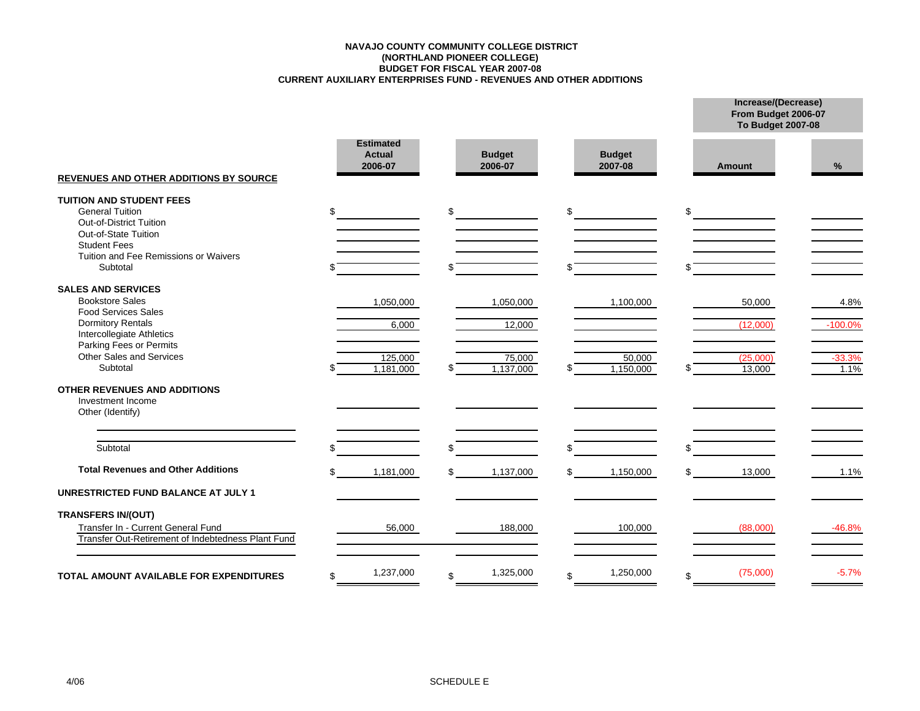**NAVAJO COUNTY COMMUNITY COLLEGE DISTRICT**
**(NORTHLAND PIONEER COLLEGE)**
**BUDGET FOR FISCAL YEAR 2007-08**
**CURRENT AUXILIARY ENTERPRISES FUND - REVENUES AND OTHER ADDITIONS**

| REVENUES AND OTHER ADDITIONS BY SOURCE | Estimated Actual 2006-07 | Budget 2006-07 | Budget 2007-08 | Increase/(Decrease) From Budget 2006-07 To Budget 2007-08 Amount | % |
|---|---|---|---|---|---|
| **TUITION AND STUDENT FEES** | | | | | |
| General Tuition | $ | $ | $ | $ | |
| Out-of-District Tuition | | | | | |
| Out-of-State Tuition | | | | | |
| Student Fees | | | | | |
| Tuition and Fee Remissions or Waivers | | | | | |
| Subtotal | $ | $ | $ | $ | |
| **SALES AND SERVICES** | | | | | |
| Bookstore Sales | 1,050,000 | 1,050,000 | 1,100,000 | 50,000 | 4.8% |
| Food Services Sales | | | | | |
| Dormitory Rentals | 6,000 | 12,000 | | (12,000) | -100.0% |
| Intercollegiate Athletics | | | | | |
| Parking Fees or Permits | | | | | |
| Other Sales and Services | 125,000 | 75,000 | 50,000 | (25,000) | -33.3% |
| Subtotal | $ 1,181,000 | $ 1,137,000 | $ 1,150,000 | $ 13,000 | 1.1% |
| **OTHER REVENUES AND ADDITIONS** | | | | | |
| Investment Income | | | | | |
| Other (Identify) | | | | | |
| | | | | | |
| | | | | | |
| Subtotal | $ | $ | $ | $ | |
| **Total Revenues and Other Additions** | $ 1,181,000 | $ 1,137,000 | $ 1,150,000 | $ 13,000 | 1.1% |
| **UNRESTRICTED FUND BALANCE AT JULY 1** | | | | | |
| **TRANSFERS IN/(OUT)** | | | | | |
| Transfer In - Current General Fund | 56,000 | 188,000 | 100,000 | (88,000) | -46.8% |
| Transfer Out-Retirement of Indebtedness Plant Fund | | | | | |
| | | | | | |
| **TOTAL AMOUNT AVAILABLE FOR EXPENDITURES** | $ 1,237,000 | $ 1,325,000 | $ 1,250,000 | $ (75,000) | -5.7% |

4/06

SCHEDULE E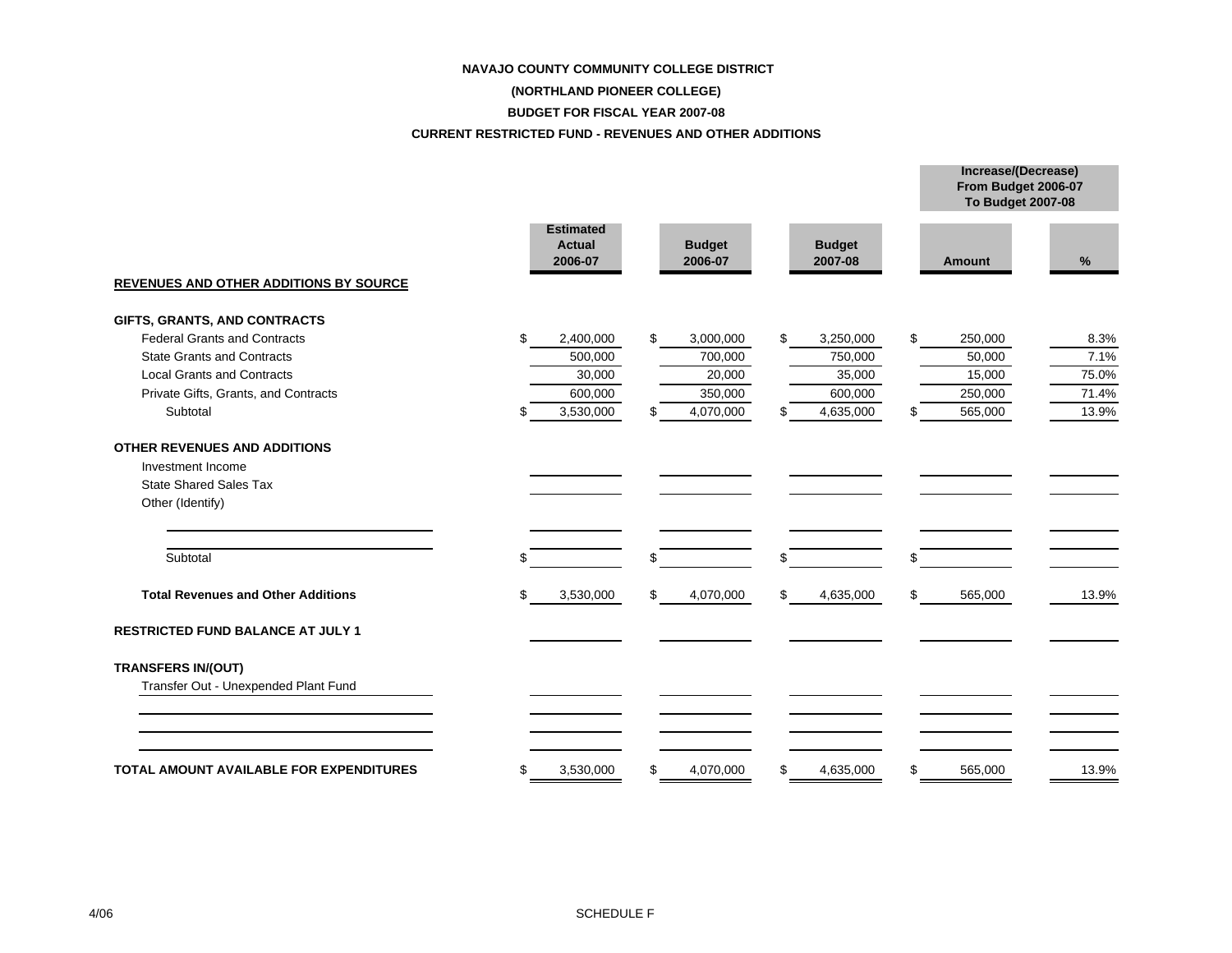**NAVAJO COUNTY COMMUNITY COLLEGE DISTRICT**

**(NORTHLAND PIONEER COLLEGE)**

**BUDGET FOR FISCAL YEAR 2007-08**

**CURRENT RESTRICTED FUND - REVENUES AND OTHER ADDITIONS**

| | Estimated Actual 2006-07 | Budget 2006-07 | Budget 2007-08 | Increase/(Decrease) From Budget 2006-07 To Budget 2007-08 | |
|---|---|---|---|---|---|
| | | | | Amount | % |
| **REVENUES AND OTHER ADDITIONS BY SOURCE** | | | | | |
| **GIFTS, GRANTS, AND CONTRACTS** | | | | | |
| Federal Grants and Contracts | $ 2,400,000 | $ 3,000,000 | $ 3,250,000 | $ 250,000 | 8.3% |
| State Grants and Contracts | 500,000 | 700,000 | 750,000 | 50,000 | 7.1% |
| Local Grants and Contracts | 30,000 | 20,000 | 35,000 | 15,000 | 75.0% |
| Private Gifts, Grants, and Contracts | 600,000 | 350,000 | 600,000 | 250,000 | 71.4% |
| Subtotal | $ 3,530,000 | $ 4,070,000 | $ 4,635,000 | $ 565,000 | 13.9% |
| **OTHER REVENUES AND ADDITIONS** | | | | | |
| Investment Income | | | | | |
| State Shared Sales Tax | | | | | |
| Other (Identify) | | | | | |
| | | | | | |
| Subtotal | $ | $ | $ | $ | |
| **Total Revenues and Other Additions** | $ 3,530,000 | $ 4,070,000 | $ 4,635,000 | $ 565,000 | 13.9% |
| **RESTRICTED FUND BALANCE AT JULY 1** | | | | | |
| **TRANSFERS IN/(OUT)** | | | | | |
| Transfer Out - Unexpended Plant Fund | | | | | |
| | | | | | |
| | | | | | |
| | | | | | |
| **TOTAL AMOUNT AVAILABLE FOR EXPENDITURES** | $ 3,530,000 | $ 4,070,000 | $ 4,635,000 | $ 565,000 | 13.9% |

4/06 SCHEDULE F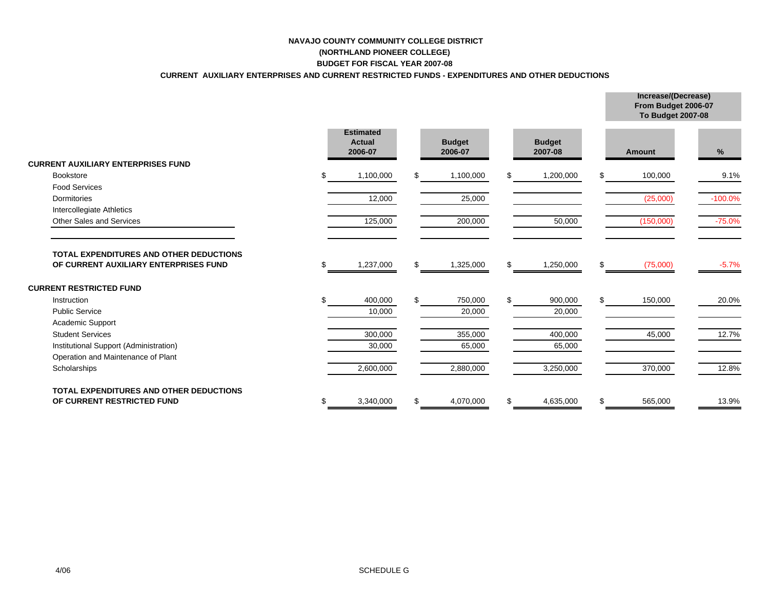# NAVAJO COUNTY COMMUNITY COLLEGE DISTRICT
## (NORTHLAND PIONEER COLLEGE)
## BUDGET FOR FISCAL YEAR 2007-08
### CURRENT AUXILIARY ENTERPRISES AND CURRENT RESTRICTED FUNDS - EXPENDITURES AND OTHER DEDUCTIONS

| | Estimated Actual 2006-07 | Budget 2006-07 | Budget 2007-08 | Increase/(Decrease) From Budget 2006-07 To Budget 2007-08 Amount | % |
|---|---|---|---|---|---|
| **CURRENT AUXILIARY ENTERPRISES FUND** | | | | | |
| Bookstore | $ 1,100,000 | $ 1,100,000 | $ 1,200,000 | $ 100,000 | 9.1% |
| Food Services | | | | | |
| Dormitories | 12,000 | 25,000 | | (25,000) | -100.0% |
| Intercollegiate Athletics | | | | | |
| Other Sales and Services | 125,000 | 200,000 | 50,000 | (150,000) | -75.0% |
| | | | | | |
| **TOTAL EXPENDITURES AND OTHER DEDUCTIONS OF CURRENT AUXILIARY ENTERPRISES FUND** | $ 1,237,000 | $ 1,325,000 | $ 1,250,000 | $ (75,000) | -5.7% |
| **CURRENT RESTRICTED FUND** | | | | | |
| Instruction | $ 400,000 | $ 750,000 | $ 900,000 | $ 150,000 | 20.0% |
| Public Service | 10,000 | 20,000 | 20,000 | | |
| Academic Support | | | | | |
| Student Services | 300,000 | 355,000 | 400,000 | 45,000 | 12.7% |
| Institutional Support (Administration) | 30,000 | 65,000 | 65,000 | | |
| Operation and Maintenance of Plant | | | | | |
| Scholarships | 2,600,000 | 2,880,000 | 3,250,000 | 370,000 | 12.8% |
| **TOTAL EXPENDITURES AND OTHER DEDUCTIONS OF CURRENT RESTRICTED FUND** | $ 3,340,000 | $ 4,070,000 | $ 4,635,000 | $ 565,000 | 13.9% |

4/06

SCHEDULE G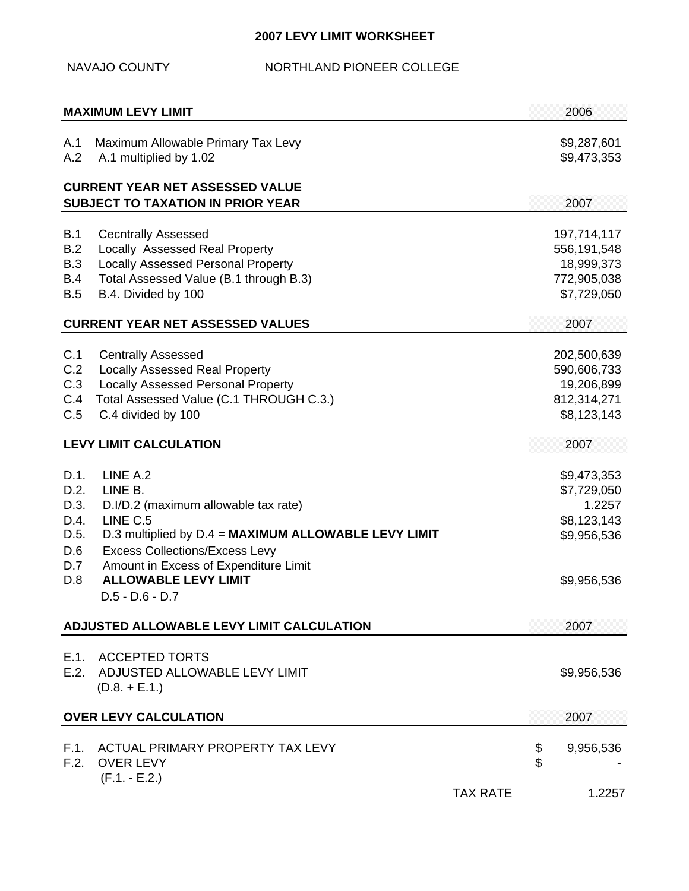# 2007 LEVY LIMIT WORKSHEET

NAVAJO COUNTY NORTHLAND PIONEER COLLEGE

| | MAXIMUM LEVY LIMIT | 2006 |
|---|---|---|
| A.1 | Maximum Allowable Primary Tax Levy | $9,287,601 |
| A.2 | A.1 multiplied by 1.02 | $9,473,353 |

| | CURRENT YEAR NET ASSESSED VALUE SUBJECT TO TAXATION IN PRIOR YEAR | 2007 |
|---|---|---|
| B.1 | Cecntrally Assessed | 197,714,117 |
| B.2 | Locally Assessed Real Property | 556,191,548 |
| B.3 | Locally Assessed Personal Property | 18,999,373 |
| B.4 | Total Assessed Value (B.1 through B.3) | 772,905,038 |
| B.5 | B.4. Divided by 100 | $7,729,050 |

| | CURRENT YEAR NET ASSESSED VALUES | 2007 |
|---|---|---|
| C.1 | Centrally Assessed | 202,500,639 |
| C.2 | Locally Assessed Real Property | 590,606,733 |
| C.3 | Locally Assessed Personal Property | 19,206,899 |
| C.4 | Total Assessed Value (C.1 THROUGH C.3.) | 812,314,271 |
| C.5 | C.4 divided by 100 | $8,123,143 |

| | LEVY LIMIT CALCULATION | 2007 |
|---|---|---|
| D.1. | LINE A.2 | $9,473,353 |
| D.2. | LINE B. | $7,729,050 |
| D.3. | D.I/D.2 (maximum allowable tax rate) | 1.2257 |
| D.4. | LINE C.5 | $8,123,143 |
| D.5. | D.3 multiplied by D.4 = **MAXIMUM ALLOWABLE LEVY LIMIT** | $9,956,536 |
| D.6 | Excess Collections/Excess Levy | |
| D.7 | Amount in Excess of Expenditure Limit | |
| D.8 | **ALLOWABLE LEVY LIMIT** D.5 - D.6 - D.7 | $9,956,536 |

| | ADJUSTED ALLOWABLE LEVY LIMIT CALCULATION | 2007 |
|---|---|---|
| E.1. | ACCEPTED TORTS | |
| E.2. | ADJUSTED ALLOWABLE LEVY LIMIT (D.8. + E.1.) | $9,956,536 |

| | OVER LEVY CALCULATION | 2007 |
|---|---|---|
| F.1. | ACTUAL PRIMARY PROPERTY TAX LEVY | $ 9,956,536 |
| F.2. | OVER LEVY (F.1. - E.2.) | $ - |
| | TAX RATE | 1.2257 |